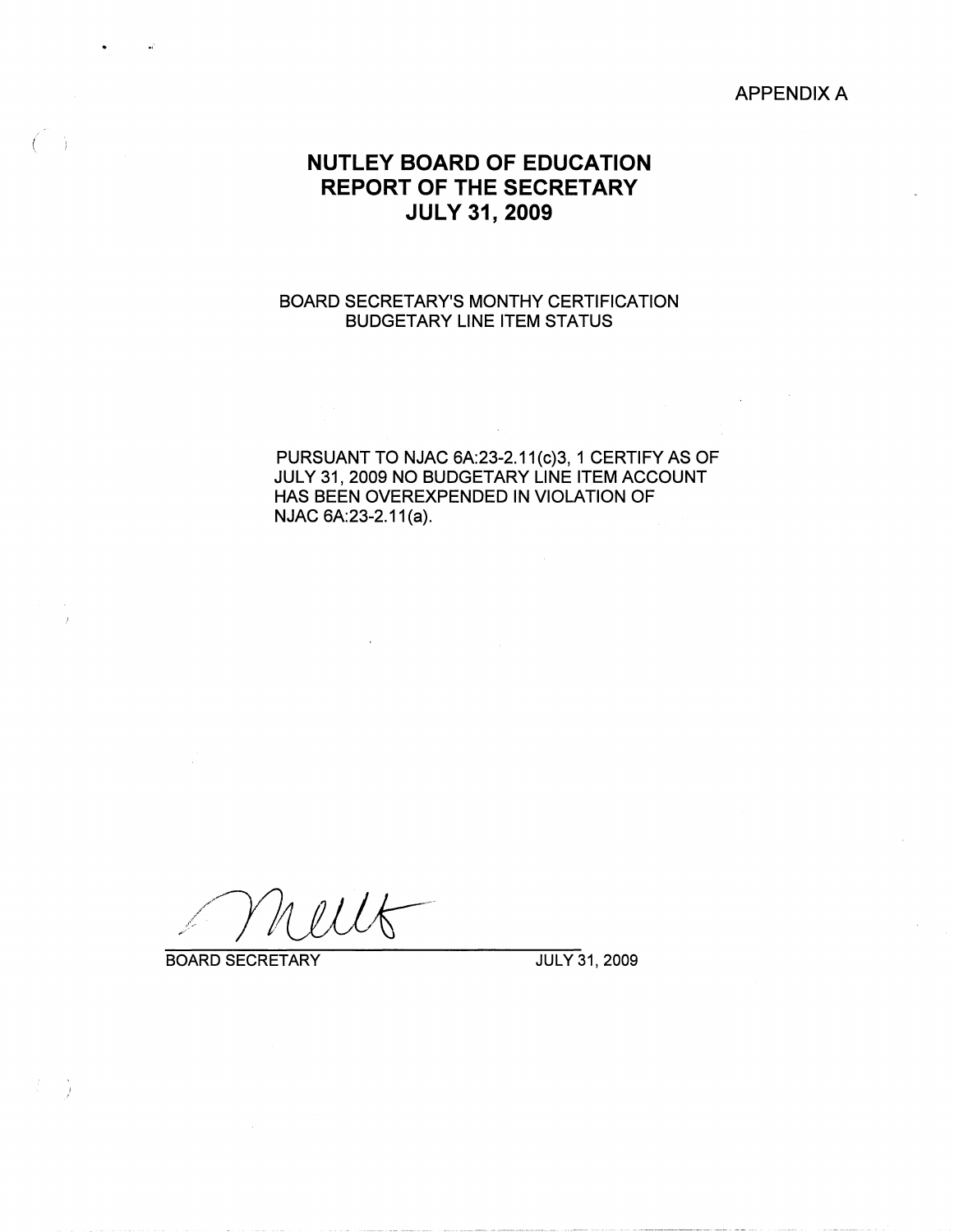APPENDIX A

# NUTLEY BOARD OF EDUCATION
# REPORT OF THE SECRETARY
# JULY 31, 2009

BOARD SECRETARY'S MONTHY CERTIFICATION
BUDGETARY LINE ITEM STATUS

PURSUANT TO NJAC 6A:23-2.11(c)3, 1 CERTIFY AS OF JULY 31, 2009 NO BUDGETARY LINE ITEM ACCOUNT HAS BEEN OVEREXPENDED IN VIOLATION OF NJAC 6A:23-2.11(a).

BOARD SECRETARY　　　　JULY 31, 2009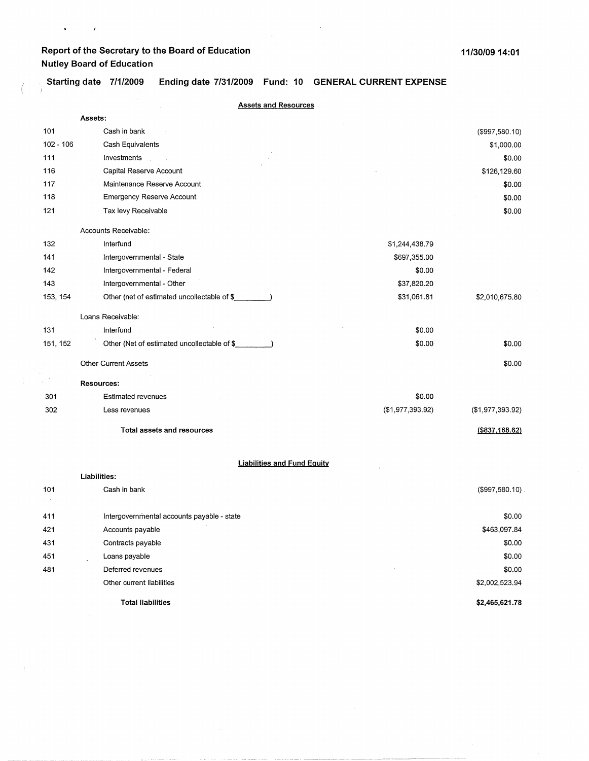**Report of the Secretary to the Board of Education**
**Nutley Board of Education**

**11/30/09 14:01**

**Starting date 7/1/2009 Ending date 7/31/2009 Fund: 10 GENERAL CURRENT EXPENSE**

## Assets and Resources

| | | | |
|---|---|---|---|
| | **Assets:** | | |
| 101 | Cash in bank | | ($997,580.10) |
| 102 - 106 | Cash Equivalents | | $1,000.00 |
| 111 | Investments | | $0.00 |
| 116 | Capital Reserve Account | | $126,129.60 |
| 117 | Maintenance Reserve Account | | $0.00 |
| 118 | Emergency Reserve Account | | $0.00 |
| 121 | Tax levy Receivable | | $0.00 |
| | Accounts Receivable: | | |
| 132 | Interfund | $1,244,438.79 | |
| 141 | Intergovernmental - State | $697,355.00 | |
| 142 | Intergovernmental - Federal | $0.00 | |
| 143 | Intergovernmental - Other | $37,820.20 | |
| 153, 154 | Other (net of estimated uncollectable of $_________) | $31,061.81 | $2,010,675.80 |
| | Loans Receivable: | | |
| 131 | Interfund | $0.00 | |
| 151, 152 | Other (Net of estimated uncollectable of $_________) | $0.00 | $0.00 |
| | Other Current Assets | | $0.00 |
| | **Resources:** | | |
| 301 | Estimated revenues | $0.00 | |
| 302 | Less revenues | ($1,977,393.92) | ($1,977,393.92) |
| | **Total assets and resources** | | **($837,168.62)** |

## Liabilities and Fund Equity

| | | |
|---|---|---|
| | **Liabilities:** | |
| 101 | Cash in bank | ($997,580.10) |
| 411 | Intergovernmental accounts payable - state | $0.00 |
| 421 | Accounts payable | $463,097.84 |
| 431 | Contracts payable | $0.00 |
| 451 | Loans payable | $0.00 |
| 481 | Deferred revenues | $0.00 |
| | Other current liabilities | $2,002,523.94 |
| | **Total liabilities** | **$2,465,621.78** |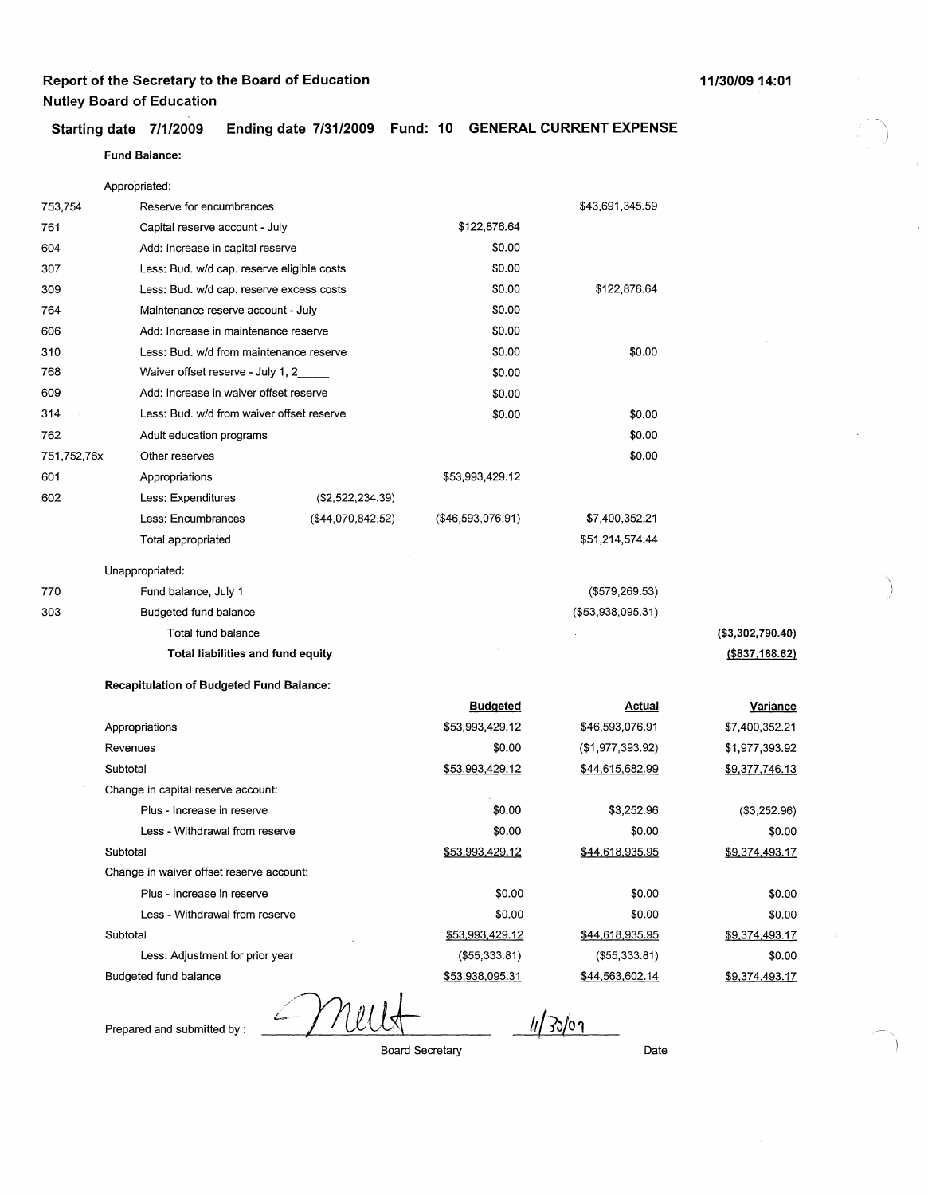**Report of the Secretary to the Board of Education**
**Nutley Board of Education**

11/30/09 14:01

**Starting date 7/1/2009 Ending date 7/31/2009 Fund: 10 GENERAL CURRENT EXPENSE**

**Fund Balance:**

| | | | | | |
|---|---|---|---|---|---|
| | Appropriated: | | | | |
| 753,754 | Reserve for encumbrances | | | $43,691,345.59 | |
| 761 | Capital reserve account - July | | $122,876.64 | | |
| 604 | Add: Increase in capital reserve | | $0.00 | | |
| 307 | Less: Bud. w/d cap. reserve eligible costs | | $0.00 | | |
| 309 | Less: Bud. w/d cap. reserve excess costs | | $0.00 | $122,876.64 | |
| 764 | Maintenance reserve account - July | | $0.00 | | |
| 606 | Add: Increase in maintenance reserve | | $0.00 | | |
| 310 | Less: Bud. w/d from maintenance reserve | | $0.00 | $0.00 | |
| 768 | Waiver offset reserve - July 1, 2_____ | | $0.00 | | |
| 609 | Add: Increase in waiver offset reserve | | $0.00 | | |
| 314 | Less: Bud. w/d from waiver offset reserve | | $0.00 | $0.00 | |
| 762 | Adult education programs | | | $0.00 | |
| 751,752,76x | Other reserves | | | $0.00 | |
| 601 | Appropriations | | $53,993,429.12 | | |
| 602 | Less: Expenditures | ($2,522,234.39) | | | |
| | Less: Encumbrances | ($44,070,842.52) | ($46,593,076.91) | $7,400,352.21 | |
| | Total appropriated | | | $51,214,574.44 | |
| | Unappropriated: | | | | |
| 770 | Fund balance, July 1 | | | ($579,269.53) | |
| 303 | Budgeted fund balance | | | ($53,938,095.31) | |
| | Total fund balance | | | | **($3,302,790.40)** |
| | **Total liabilities and fund equity** | | | | **($837,168.62)** |

**Recapitulation of Budgeted Fund Balance:**

| | Budgeted | Actual | Variance |
|---|---|---|---|
| Appropriations | $53,993,429.12 | $46,593,076.91 | $7,400,352.21 |
| Revenues | $0.00 | ($1,977,393.92) | $1,977,393.92 |
| Subtotal | $53,993,429.12 | $44,615,682.99 | $9,377,746.13 |
| Change in capital reserve account: | | | |
| Plus - Increase in reserve | $0.00 | $3,252.96 | ($3,252.96) |
| Less - Withdrawal from reserve | $0.00 | $0.00 | $0.00 |
| Subtotal | $53,993,429.12 | $44,618,935.95 | $9,374,493.17 |
| Change in waiver offset reserve account: | | | |
| Plus - Increase in reserve | $0.00 | $0.00 | $0.00 |
| Less - Withdrawal from reserve | $0.00 | $0.00 | $0.00 |
| Subtotal | $53,993,429.12 | $44,618,935.95 | $9,374,493.17 |
| Less: Adjustment for prior year | ($55,333.81) | ($55,333.81) | $0.00 |
| Budgeted fund balance | $53,938,095.31 | $44,563,602.14 | $9,374,493.17 |

Prepared and submitted by : Meut (signature) 11/30/09

Board Secretary Date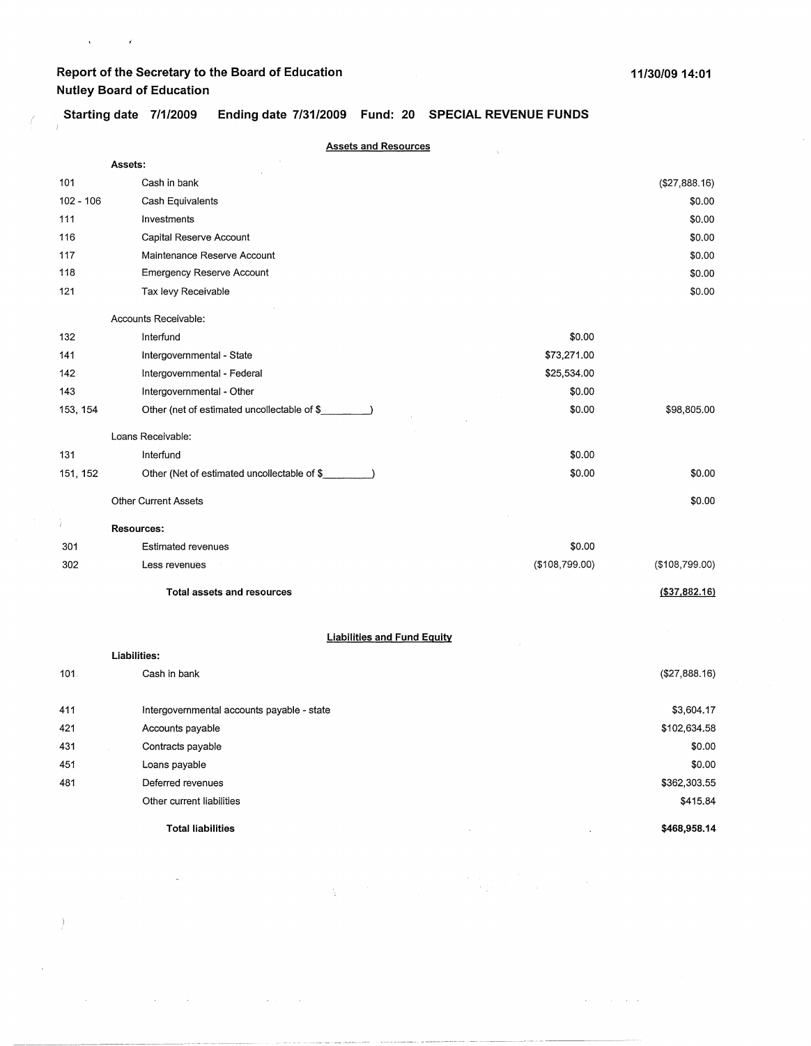**Report of the Secretary to the Board of Education**
**Nutley Board of Education**

**11/30/09 14:01**

**Starting date 7/1/2009 Ending date 7/31/2009 Fund: 20 SPECIAL REVENUE FUNDS**

## Assets and Resources

| | | | |
|---|---|---|---|
| | **Assets:** | | |
| 101 | Cash in bank | | ($27,888.16) |
| 102 - 106 | Cash Equivalents | | $0.00 |
| 111 | Investments | | $0.00 |
| 116 | Capital Reserve Account | | $0.00 |
| 117 | Maintenance Reserve Account | | $0.00 |
| 118 | Emergency Reserve Account | | $0.00 |
| 121 | Tax levy Receivable | | $0.00 |
| | Accounts Receivable: | | |
| 132 | Interfund | $0.00 | |
| 141 | Intergovernmental - State | $73,271.00 | |
| 142 | Intergovernmental - Federal | $25,534.00 | |
| 143 | Intergovernmental - Other | $0.00 | |
| 153, 154 | Other (net of estimated uncollectable of $________) | $0.00 | $98,805.00 |
| | Loans Receivable: | | |
| 131 | Interfund | $0.00 | |
| 151, 152 | Other (Net of estimated uncollectable of $________) | $0.00 | $0.00 |
| | Other Current Assets | | $0.00 |
| | **Resources:** | | |
| 301 | Estimated revenues | $0.00 | |
| 302 | Less revenues | ($108,799.00) | ($108,799.00) |
| | **Total assets and resources** | | **($37,882.16)** |

## Liabilities and Fund Equity

| | | |
|---|---|---|
| | **Liabilities:** | |
| 101 | Cash in bank | ($27,888.16) |
| 411 | Intergovernmental accounts payable - state | $3,604.17 |
| 421 | Accounts payable | $102,634.58 |
| 431 | Contracts payable | $0.00 |
| 451 | Loans payable | $0.00 |
| 481 | Deferred revenues | $362,303.55 |
| | Other current liabilities | $415.84 |
| | **Total liabilities** | **$468,958.14** |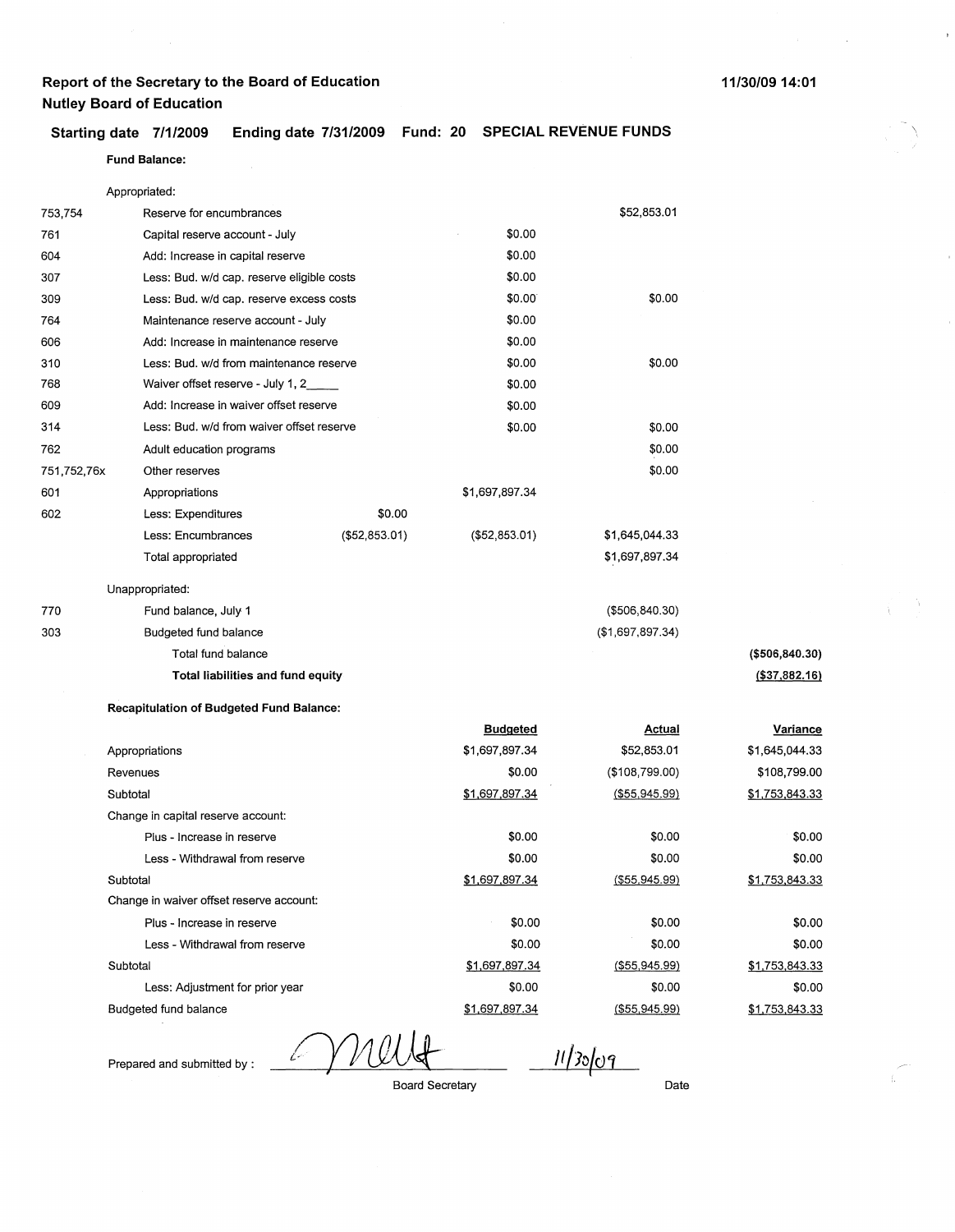**Report of the Secretary to the Board of Education**
**Nutley Board of Education**

11/30/09 14:01

**Starting date 7/1/2009 Ending date 7/31/2009 Fund: 20 SPECIAL REVENUE FUNDS**

**Fund Balance:**

| Code | Description | | | | |
|---|---|---|---|---|---|
| | Appropriated: | | | | |
| 753,754 | Reserve for encumbrances | | | $52,853.01 | |
| 761 | Capital reserve account - July | | $0.00 | | |
| 604 | Add: Increase in capital reserve | | $0.00 | | |
| 307 | Less: Bud. w/d cap. reserve eligible costs | | $0.00 | | |
| 309 | Less: Bud. w/d cap. reserve excess costs | | $0.00 | $0.00 | |
| 764 | Maintenance reserve account - July | | $0.00 | | |
| 606 | Add: Increase in maintenance reserve | | $0.00 | | |
| 310 | Less: Bud. w/d from maintenance reserve | | $0.00 | $0.00 | |
| 768 | Waiver offset reserve - July 1, 2____ | | $0.00 | | |
| 609 | Add: Increase in waiver offset reserve | | $0.00 | | |
| 314 | Less: Bud. w/d from waiver offset reserve | | $0.00 | $0.00 | |
| 762 | Adult education programs | | | $0.00 | |
| 751,752,76x | Other reserves | | | $0.00 | |
| 601 | Appropriations | | $1,697,897.34 | | |
| 602 | Less: Expenditures | $0.00 | | | |
| | Less: Encumbrances | ($52,853.01) | ($52,853.01) | $1,645,044.33 | |
| | Total appropriated | | | $1,697,897.34 | |
| | Unappropriated: | | | | |
| 770 | Fund balance, July 1 | | | ($506,840.30) | |
| 303 | Budgeted fund balance | | | ($1,697,897.34) | |
| | Total fund balance | | | | **($506,840.30)** |
| | **Total liabilities and fund equity** | | | | **($37,882.16)** |

**Recapitulation of Budgeted Fund Balance:**

| | Budgeted | Actual | Variance |
|---|---|---|---|
| Appropriations | $1,697,897.34 | $52,853.01 | $1,645,044.33 |
| Revenues | $0.00 | ($108,799.00) | $108,799.00 |
| Subtotal | $1,697,897.34 | ($55,945.99) | $1,753,843.33 |
| Change in capital reserve account: | | | |
| Plus - Increase in reserve | $0.00 | $0.00 | $0.00 |
| Less - Withdrawal from reserve | $0.00 | $0.00 | $0.00 |
| Subtotal | $1,697,897.34 | ($55,945.99) | $1,753,843.33 |
| Change in waiver offset reserve account: | | | |
| Plus - Increase in reserve | $0.00 | $0.00 | $0.00 |
| Less - Withdrawal from reserve | $0.00 | $0.00 | $0.00 |
| Subtotal | $1,697,897.34 | ($55,945.99) | $1,753,843.33 |
| Less: Adjustment for prior year | $0.00 | $0.00 | $0.00 |
| Budgeted fund balance | $1,697,897.34 | ($55,945.99) | $1,753,843.33 |

Prepared and submitted by : _[signature]_ 11/30/09

Board Secretary Date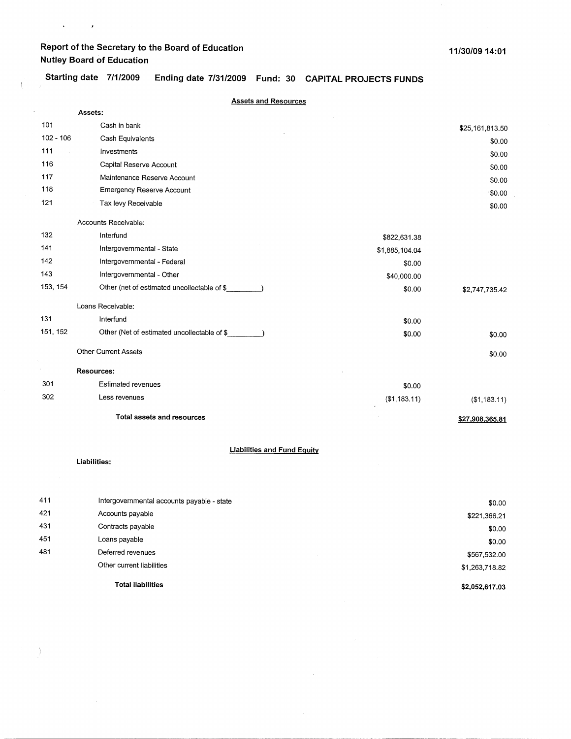# Report of the Secretary to the Board of Education
## Nutley Board of Education

11/30/09 14:01

**Starting date 7/1/2009 Ending date 7/31/2009 Fund: 30 CAPITAL PROJECTS FUNDS**

### Assets and Resources

| Code | Description | | Amount |
|---|---|---|---|
| | **Assets:** | | |
| 101 | Cash in bank | | $25,161,813.50 |
| 102 - 106 | Cash Equivalents | | $0.00 |
| 111 | Investments | | $0.00 |
| 116 | Capital Reserve Account | | $0.00 |
| 117 | Maintenance Reserve Account | | $0.00 |
| 118 | Emergency Reserve Account | | $0.00 |
| 121 | Tax levy Receivable | | $0.00 |
| | Accounts Receivable: | | |
| 132 | Interfund | $822,631.38 | |
| 141 | Intergovernmental - State | $1,885,104.04 | |
| 142 | Intergovernmental - Federal | $0.00 | |
| 143 | Intergovernmental - Other | $40,000.00 | |
| 153, 154 | Other (net of estimated uncollectable of $________) | $0.00 | $2,747,735.42 |
| | Loans Receivable: | | |
| 131 | Interfund | $0.00 | |
| 151, 152 | Other (Net of estimated uncollectable of $________) | $0.00 | $0.00 |
| | Other Current Assets | | $0.00 |
| | **Resources:** | | |
| 301 | Estimated revenues | $0.00 | |
| 302 | Less revenues | ($1,183.11) | ($1,183.11) |
| | **Total assets and resources** | | **$27,908,365.81** |

### Liabilities and Fund Equity

**Liabilities:**

| Code | Description | Amount |
|---|---|---|
| 411 | Intergovernmental accounts payable - state | $0.00 |
| 421 | Accounts payable | $221,366.21 |
| 431 | Contracts payable | $0.00 |
| 451 | Loans payable | $0.00 |
| 481 | Deferred revenues | $567,532.00 |
| | Other current liabilities | $1,263,718.82 |
| | **Total liabilities** | **$2,052,617.03** |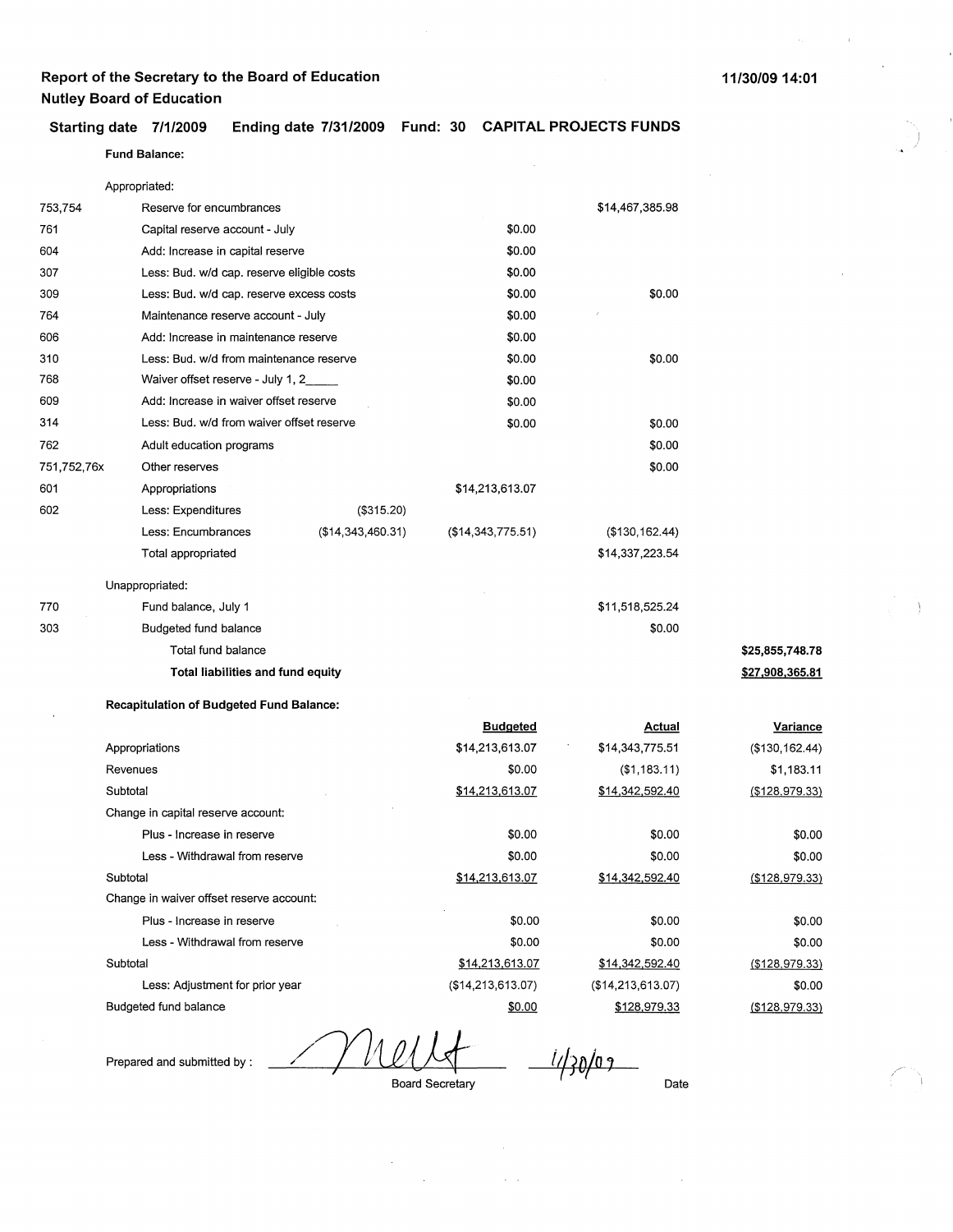**Report of the Secretary to the Board of Education**
**Nutley Board of Education**

11/30/09 14:01

**Starting date 7/1/2009 Ending date 7/31/2009 Fund: 30 CAPITAL PROJECTS FUNDS**

**Fund Balance:**

| Code | Description | | | | |
|---|---|---|---|---|---|
| | Appropriated: | | | | |
| 753,754 | Reserve for encumbrances | | | $14,467,385.98 | |
| 761 | Capital reserve account - July | | $0.00 | | |
| 604 | Add: Increase in capital reserve | | $0.00 | | |
| 307 | Less: Bud. w/d cap. reserve eligible costs | | $0.00 | | |
| 309 | Less: Bud. w/d cap. reserve excess costs | | $0.00 | $0.00 | |
| 764 | Maintenance reserve account - July | | $0.00 | | |
| 606 | Add: Increase in maintenance reserve | | $0.00 | | |
| 310 | Less: Bud. w/d from maintenance reserve | | $0.00 | $0.00 | |
| 768 | Waiver offset reserve - July 1, 2_____ | | $0.00 | | |
| 609 | Add: Increase in waiver offset reserve | | $0.00 | | |
| 314 | Less: Bud. w/d from waiver offset reserve | | $0.00 | $0.00 | |
| 762 | Adult education programs | | | $0.00 | |
| 751,752,76x | Other reserves | | | $0.00 | |
| 601 | Appropriations | | $14,213,613.07 | | |
| 602 | Less: Expenditures | ($315.20) | | | |
| | Less: Encumbrances | ($14,343,460.31) | ($14,343,775.51) | ($130,162.44) | |
| | Total appropriated | | | $14,337,223.54 | |
| | Unappropriated: | | | | |
| 770 | Fund balance, July 1 | | | $11,518,525.24 | |
| 303 | Budgeted fund balance | | | $0.00 | |
| | Total fund balance | | | | $25,855,748.78 |
| | **Total liabilities and fund equity** | | | | **$27,908,365.81** |

**Recapitulation of Budgeted Fund Balance:**

| | Budgeted | Actual | Variance |
|---|---|---|---|
| Appropriations | $14,213,613.07 | $14,343,775.51 | ($130,162.44) |
| Revenues | $0.00 | ($1,183.11) | $1,183.11 |
| Subtotal | $14,213,613.07 | $14,342,592.40 | ($128,979.33) |
| Change in capital reserve account: | | | |
| Plus - Increase in reserve | $0.00 | $0.00 | $0.00 |
| Less - Withdrawal from reserve | $0.00 | $0.00 | $0.00 |
| Subtotal | $14,213,613.07 | $14,342,592.40 | ($128,979.33) |
| Change in waiver offset reserve account: | | | |
| Plus - Increase in reserve | $0.00 | $0.00 | $0.00 |
| Less - Withdrawal from reserve | $0.00 | $0.00 | $0.00 |
| Subtotal | $14,213,613.07 | $14,342,592.40 | ($128,979.33) |
| Less: Adjustment for prior year | ($14,213,613.07) | ($14,213,613.07) | $0.00 |
| Budgeted fund balance | $0.00 | $128,979.33 | ($128,979.33) |

Prepared and submitted by : _Meit_ 11/30/09

Board Secretary Date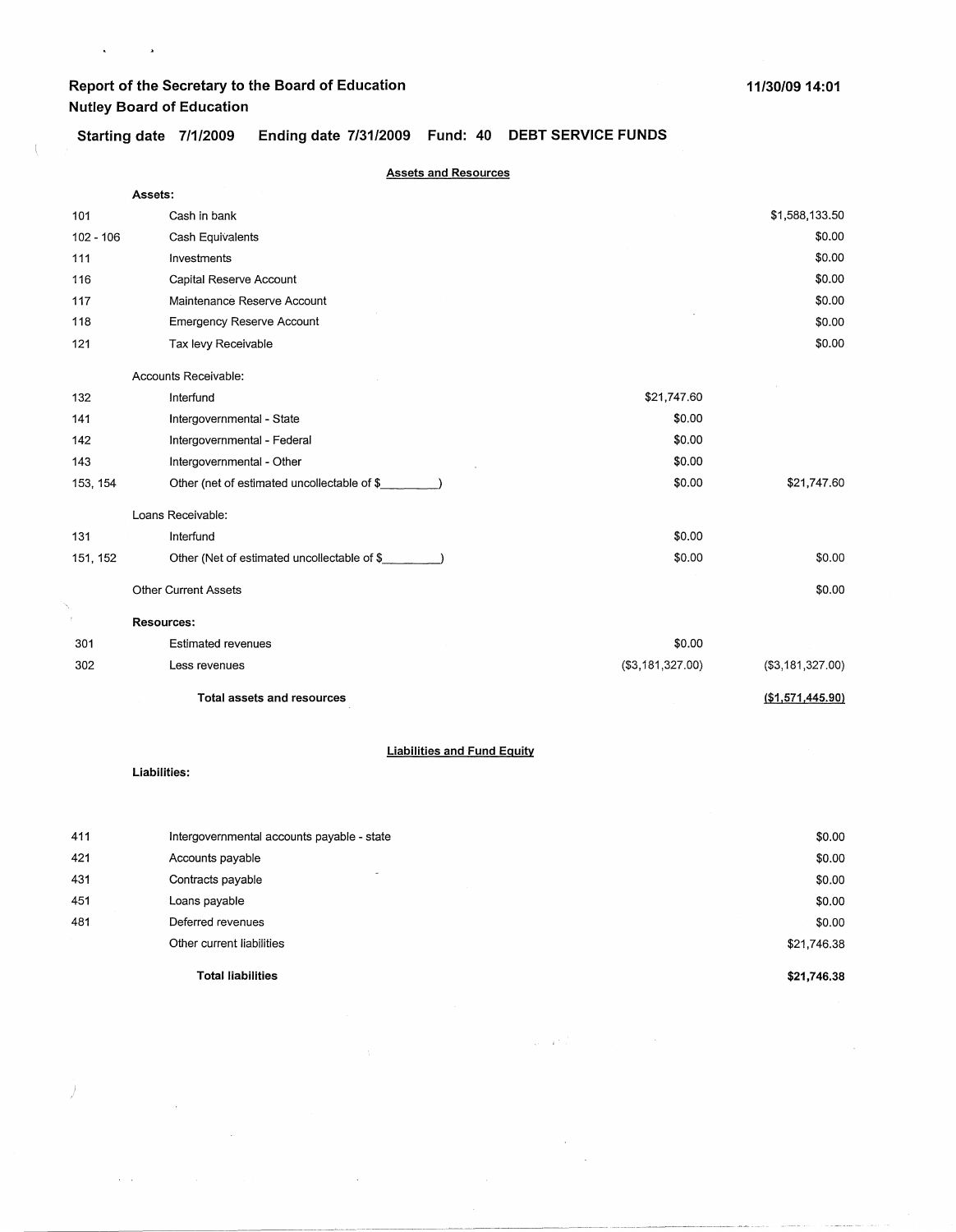**Report of the Secretary to the Board of Education**
**Nutley Board of Education**

**11/30/09 14:01**

**Starting date 7/1/2009 Ending date 7/31/2009 Fund: 40 DEBT SERVICE FUNDS**

**Assets and Resources**

| | | | |
|---|---|---|---|
| | **Assets:** | | |
| 101 | Cash in bank | | $1,588,133.50 |
| 102 - 106 | Cash Equivalents | | $0.00 |
| 111 | Investments | | $0.00 |
| 116 | Capital Reserve Account | | $0.00 |
| 117 | Maintenance Reserve Account | | $0.00 |
| 118 | Emergency Reserve Account | | $0.00 |
| 121 | Tax levy Receivable | | $0.00 |
| | Accounts Receivable: | | |
| 132 | Interfund | $21,747.60 | |
| 141 | Intergovernmental - State | $0.00 | |
| 142 | Intergovernmental - Federal | $0.00 | |
| 143 | Intergovernmental - Other | $0.00 | |
| 153, 154 | Other (net of estimated uncollectable of $\_\_\_\_\_\_\_\_) | $0.00 | $21,747.60 |
| | Loans Receivable: | | |
| 131 | Interfund | $0.00 | |
| 151, 152 | Other (Net of estimated uncollectable of $\_\_\_\_\_\_\_\_) | $0.00 | $0.00 |
| | Other Current Assets | | $0.00 |
| | **Resources:** | | |
| 301 | Estimated revenues | $0.00 | |
| 302 | Less revenues | ($3,181,327.00) | ($3,181,327.00) |
| | **Total assets and resources** | | **($1,571,445.90)** |

**Liabilities and Fund Equity**

**Liabilities:**

| | | |
|---|---|---|
| 411 | Intergovernmental accounts payable - state | $0.00 |
| 421 | Accounts payable | $0.00 |
| 431 | Contracts payable | $0.00 |
| 451 | Loans payable | $0.00 |
| 481 | Deferred revenues | $0.00 |
| | Other current liabilities | $21,746.38 |
| | **Total liabilities** | **$21,746.38** |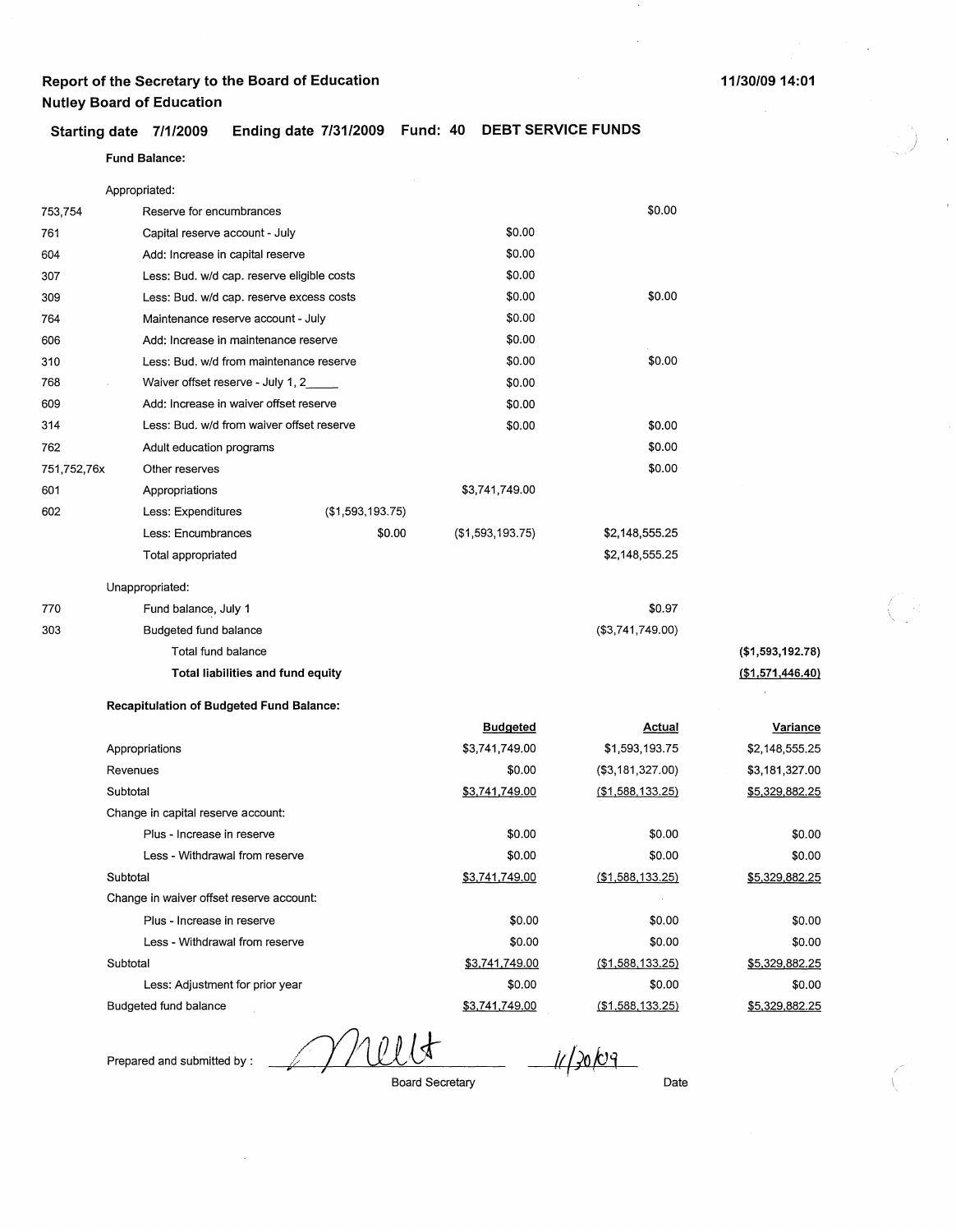**Report of the Secretary to the Board of Education**
**Nutley Board of Education**

11/30/09 14:01

**Starting date 7/1/2009 Ending date 7/31/2009 Fund: 40 DEBT SERVICE FUNDS**

**Fund Balance:**

| | | | | | |
|---|---|---|---|---|---|
| | Appropriated: | | | | |
| 753,754 | Reserve for encumbrances | | | $0.00 | |
| 761 | Capital reserve account - July | | $0.00 | | |
| 604 | Add: Increase in capital reserve | | $0.00 | | |
| 307 | Less: Bud. w/d cap. reserve eligible costs | | $0.00 | | |
| 309 | Less: Bud. w/d cap. reserve excess costs | | $0.00 | $0.00 | |
| 764 | Maintenance reserve account - July | | $0.00 | | |
| 606 | Add: Increase in maintenance reserve | | $0.00 | | |
| 310 | Less: Bud. w/d from maintenance reserve | | $0.00 | $0.00 | |
| 768 | Waiver offset reserve - July 1, 2_____ | | $0.00 | | |
| 609 | Add: Increase in waiver offset reserve | | $0.00 | | |
| 314 | Less: Bud. w/d from waiver offset reserve | | $0.00 | $0.00 | |
| 762 | Adult education programs | | | $0.00 | |
| 751,752,76x | Other reserves | | | $0.00 | |
| 601 | Appropriations | | $3,741,749.00 | | |
| 602 | Less: Expenditures | ($1,593,193.75) | | | |
| | Less: Encumbrances | $0.00 | ($1,593,193.75) | $2,148,555.25 | |
| | Total appropriated | | | $2,148,555.25 | |
| | Unappropriated: | | | | |
| 770 | Fund balance, July 1 | | | $0.97 | |
| 303 | Budgeted fund balance | | | ($3,741,749.00) | |
| | Total fund balance | | | | **($1,593,192.78)** |
| | **Total liabilities and fund equity** | | | | **($1,571,446.40)** |

**Recapitulation of Budgeted Fund Balance:**

| | Budgeted | Actual | Variance |
|---|---|---|---|
| Appropriations | $3,741,749.00 | $1,593,193.75 | $2,148,555.25 |
| Revenues | $0.00 | ($3,181,327.00) | $3,181,327.00 |
| Subtotal | $3,741,749.00 | ($1,588,133.25) | $5,329,882.25 |
| Change in capital reserve account: | | | |
| Plus - Increase in reserve | $0.00 | $0.00 | $0.00 |
| Less - Withdrawal from reserve | $0.00 | $0.00 | $0.00 |
| Subtotal | $3,741,749.00 | ($1,588,133.25) | $5,329,882.25 |
| Change in waiver offset reserve account: | | | |
| Plus - Increase in reserve | $0.00 | $0.00 | $0.00 |
| Less - Withdrawal from reserve | $0.00 | $0.00 | $0.00 |
| Subtotal | $3,741,749.00 | ($1,588,133.25) | $5,329,882.25 |
| Less: Adjustment for prior year | $0.00 | $0.00 | $0.00 |
| Budgeted fund balance | $3,741,749.00 | ($1,588,133.25) | $5,329,882.25 |

Prepared and submitted by : *Mellt* *11/30/09*

Board Secretary Date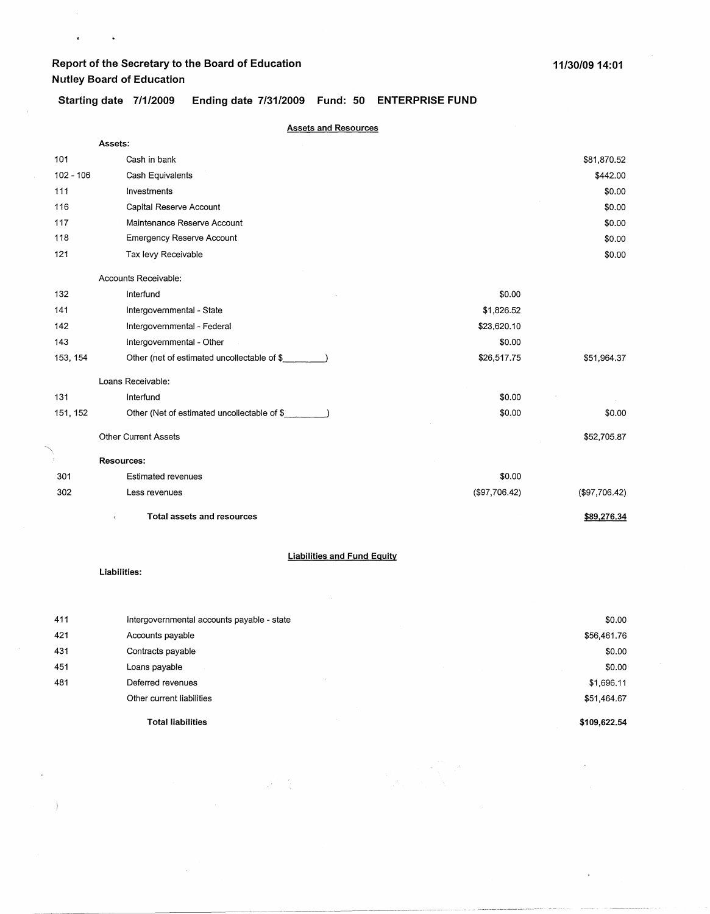# Report of the Secretary to the Board of Education

**Nutley Board of Education**

11/30/09 14:01

**Starting date 7/1/2009 Ending date 7/31/2009 Fund: 50 ENTERPRISE FUND**

## Assets and Resources

| Code | Description | | Amount |
|---|---|---|---|
| | **Assets:** | | |
| 101 | Cash in bank | | $81,870.52 |
| 102 - 106 | Cash Equivalents | | $442.00 |
| 111 | Investments | | $0.00 |
| 116 | Capital Reserve Account | | $0.00 |
| 117 | Maintenance Reserve Account | | $0.00 |
| 118 | Emergency Reserve Account | | $0.00 |
| 121 | Tax levy Receivable | | $0.00 |
| | Accounts Receivable: | | |
| 132 | Interfund | $0.00 | |
| 141 | Intergovernmental - State | $1,826.52 | |
| 142 | Intergovernmental - Federal | $23,620.10 | |
| 143 | Intergovernmental - Other | $0.00 | |
| 153, 154 | Other (net of estimated uncollectable of $________) | $26,517.75 | $51,964.37 |
| | Loans Receivable: | | |
| 131 | Interfund | $0.00 | |
| 151, 152 | Other (Net of estimated uncollectable of $________) | $0.00 | $0.00 |
| | Other Current Assets | | $52,705.87 |
| | **Resources:** | | |
| 301 | Estimated revenues | $0.00 | |
| 302 | Less revenues | ($97,706.42) | ($97,706.42) |
| | **Total assets and resources** | | **$89,276.34** |

## Liabilities and Fund Equity

**Liabilities:**

| Code | Description | Amount |
|---|---|---|
| 411 | Intergovernmental accounts payable - state | $0.00 |
| 421 | Accounts payable | $56,461.76 |
| 431 | Contracts payable | $0.00 |
| 451 | Loans payable | $0.00 |
| 481 | Deferred revenues | $1,696.11 |
| | Other current liabilities | $51,464.67 |
| | **Total liabilities** | **$109,622.54** |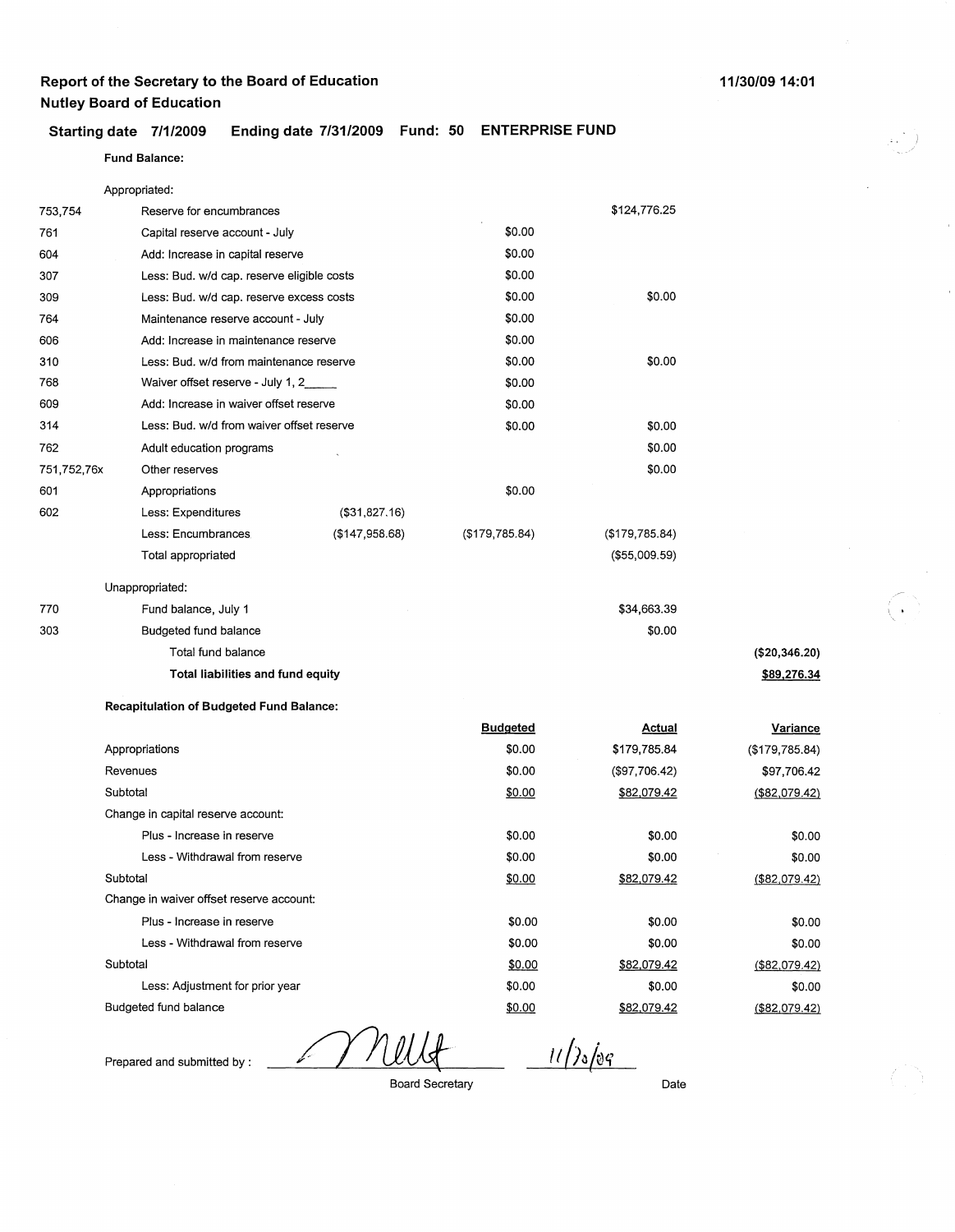**Report of the Secretary to the Board of Education**
**Nutley Board of Education**

11/30/09 14:01

**Starting date 7/1/2009 Ending date 7/31/2009 Fund: 50 ENTERPRISE FUND**

**Fund Balance:**

| | | | | | |
|---|---|---|---|---|---|
| | Appropriated: | | | | |
| 753,754 | Reserve for encumbrances | | | $124,776.25 | |
| 761 | Capital reserve account - July | | $0.00 | | |
| 604 | Add: Increase in capital reserve | | $0.00 | | |
| 307 | Less: Bud. w/d cap. reserve eligible costs | | $0.00 | | |
| 309 | Less: Bud. w/d cap. reserve excess costs | | $0.00 | $0.00 | |
| 764 | Maintenance reserve account - July | | $0.00 | | |
| 606 | Add: Increase in maintenance reserve | | $0.00 | | |
| 310 | Less: Bud. w/d from maintenance reserve | | $0.00 | $0.00 | |
| 768 | Waiver offset reserve - July 1, 2_____ | | $0.00 | | |
| 609 | Add: Increase in waiver offset reserve | | $0.00 | | |
| 314 | Less: Bud. w/d from waiver offset reserve | | $0.00 | $0.00 | |
| 762 | Adult education programs | | | $0.00 | |
| 751,752,76x | Other reserves | | | $0.00 | |
| 601 | Appropriations | | $0.00 | | |
| 602 | Less: Expenditures | ($31,827.16) | | | |
| | Less: Encumbrances | ($147,958.68) | ($179,785.84) | ($179,785.84) | |
| | Total appropriated | | | ($55,009.59) | |
| | Unappropriated: | | | | |
| 770 | Fund balance, July 1 | | | $34,663.39 | |
| 303 | Budgeted fund balance | | | $0.00 | |
| | Total fund balance | | | | ($20,346.20) |
| | **Total liabilities and fund equity** | | | | $89,276.34 |

**Recapitulation of Budgeted Fund Balance:**

| | Budgeted | Actual | Variance |
|---|---|---|---|
| Appropriations | $0.00 | $179,785.84 | ($179,785.84) |
| Revenues | $0.00 | ($97,706.42) | $97,706.42 |
| Subtotal | $0.00 | $82,079.42 | ($82,079.42) |
| Change in capital reserve account: | | | |
| Plus - Increase in reserve | $0.00 | $0.00 | $0.00 |
| Less - Withdrawal from reserve | $0.00 | $0.00 | $0.00 |
| Subtotal | $0.00 | $82,079.42 | ($82,079.42) |
| Change in waiver offset reserve account: | | | |
| Plus - Increase in reserve | $0.00 | $0.00 | $0.00 |
| Less - Withdrawal from reserve | $0.00 | $0.00 | $0.00 |
| Subtotal | $0.00 | $82,079.42 | ($82,079.42) |
| Less: Adjustment for prior year | $0.00 | $0.00 | $0.00 |
| Budgeted fund balance | $0.00 | $82,079.42 | ($82,079.42) |

Prepared and submitted by : _[signature]_ 11/30/09

Board Secretary Date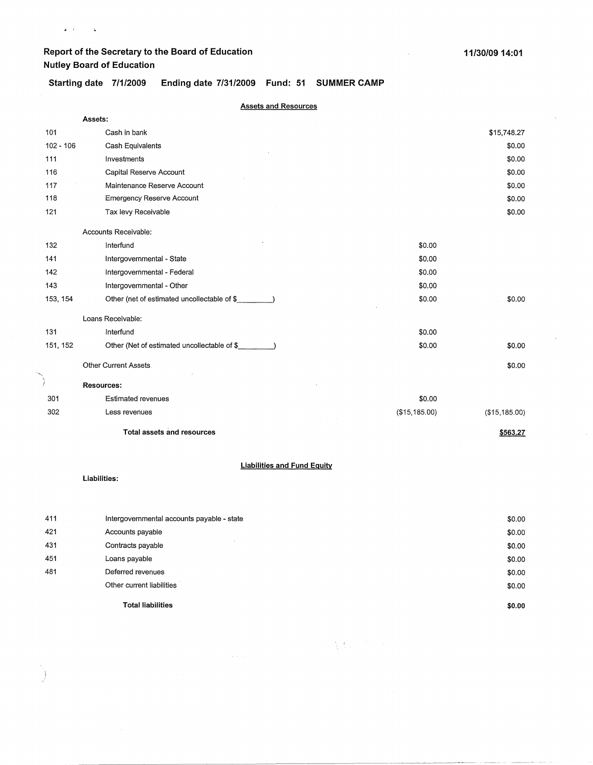**Report of the Secretary to the Board of Education**
**Nutley Board of Education**

**11/30/09 14:01**

**Starting date 7/1/2009 Ending date 7/31/2009 Fund: 51 SUMMER CAMP**

**Assets and Resources**

| | | | |
|---|---|---|---|
| | **Assets:** | | |
| 101 | Cash in bank | | $15,748.27 |
| 102 - 106 | Cash Equivalents | | $0.00 |
| 111 | Investments | | $0.00 |
| 116 | Capital Reserve Account | | $0.00 |
| 117 | Maintenance Reserve Account | | $0.00 |
| 118 | Emergency Reserve Account | | $0.00 |
| 121 | Tax levy Receivable | | $0.00 |
| | Accounts Receivable: | | |
| 132 | Interfund | $0.00 | |
| 141 | Intergovernmental - State | $0.00 | |
| 142 | Intergovernmental - Federal | $0.00 | |
| 143 | Intergovernmental - Other | $0.00 | |
| 153, 154 | Other (net of estimated uncollectable of $_________) | $0.00 | $0.00 |
| | Loans Receivable: | | |
| 131 | Interfund | $0.00 | |
| 151, 152 | Other (Net of estimated uncollectable of $_________) | $0.00 | $0.00 |
| | Other Current Assets | | $0.00 |
| | **Resources:** | | |
| 301 | Estimated revenues | $0.00 | |
| 302 | Less revenues | ($15,185.00) | ($15,185.00) |
| | **Total assets and resources** | | **$563.27** |

**Liabilities and Fund Equity**

**Liabilities:**

| | | |
|---|---|---|
| 411 | Intergovernmental accounts payable - state | $0.00 |
| 421 | Accounts payable | $0.00 |
| 431 | Contracts payable | $0.00 |
| 451 | Loans payable | $0.00 |
| 481 | Deferred revenues | $0.00 |
| | Other current liabilities | $0.00 |
| | **Total liabilities** | **$0.00** |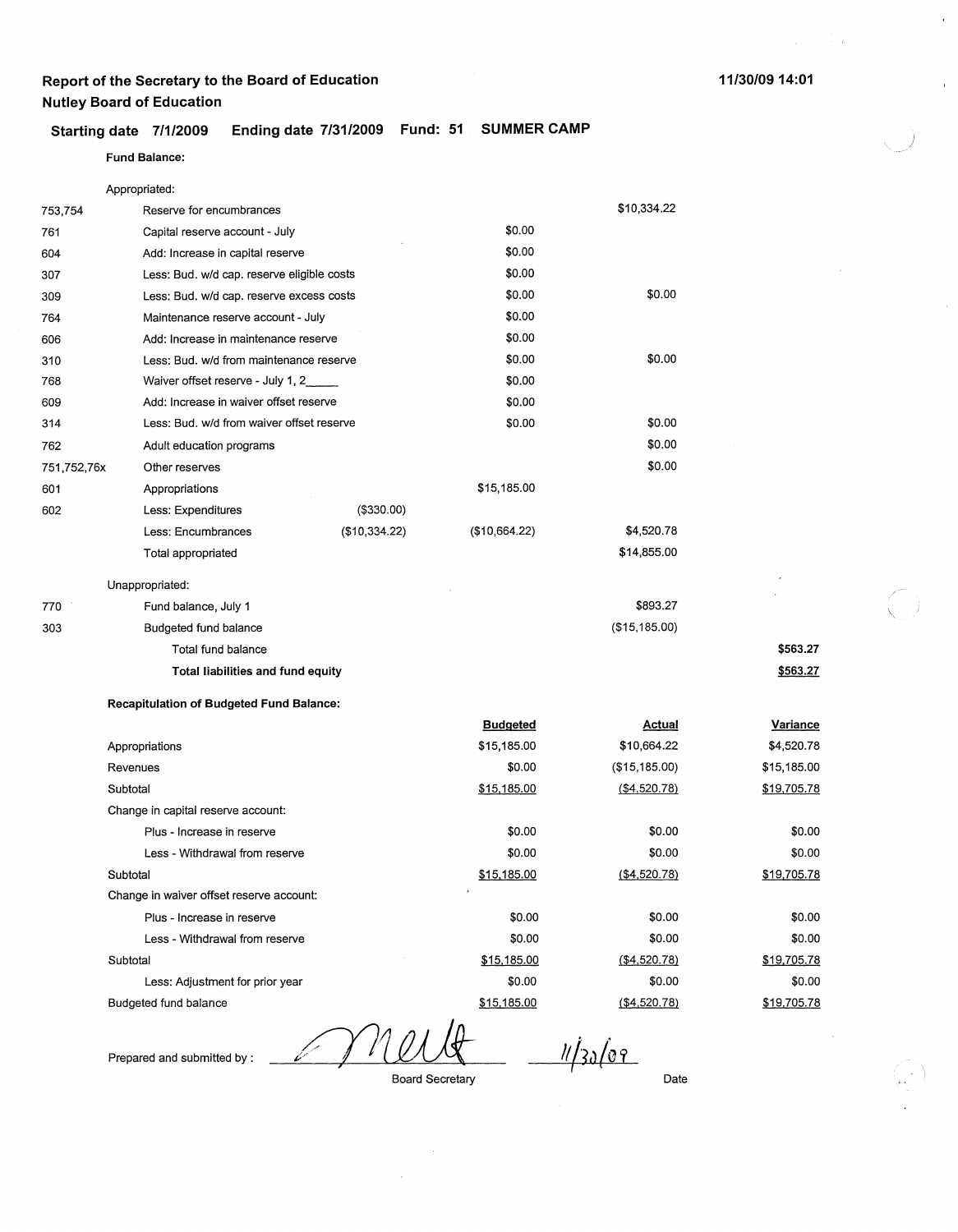## Report of the Secretary to the Board of Education
## Nutley Board of Education

11/30/09 14:01

**Starting date 7/1/2009 Ending date 7/31/2009 Fund: 51 SUMMER CAMP**

**Fund Balance:**

| Code | Description | | | | |
|---|---|---|---|---|---|
| | Appropriated: | | | | |
| 753,754 | Reserve for encumbrances | | | $10,334.22 | |
| 761 | Capital reserve account - July | | $0.00 | | |
| 604 | Add: Increase in capital reserve | | $0.00 | | |
| 307 | Less: Bud. w/d cap. reserve eligible costs | | $0.00 | | |
| 309 | Less: Bud. w/d cap. reserve excess costs | | $0.00 | $0.00 | |
| 764 | Maintenance reserve account - July | | $0.00 | | |
| 606 | Add: Increase in maintenance reserve | | $0.00 | | |
| 310 | Less: Bud. w/d from maintenance reserve | | $0.00 | $0.00 | |
| 768 | Waiver offset reserve - July 1, 2_____ | | $0.00 | | |
| 609 | Add: Increase in waiver offset reserve | | $0.00 | | |
| 314 | Less: Bud. w/d from waiver offset reserve | | $0.00 | $0.00 | |
| 762 | Adult education programs | | | $0.00 | |
| 751,752,76x | Other reserves | | | $0.00 | |
| 601 | Appropriations | | $15,185.00 | | |
| 602 | Less: Expenditures | ($330.00) | | | |
| | Less: Encumbrances | ($10,334.22) | ($10,664.22) | $4,520.78 | |
| | Total appropriated | | | $14,855.00 | |
| | Unappropriated: | | | | |
| 770 | Fund balance, July 1 | | | $893.27 | |
| 303 | Budgeted fund balance | | | ($15,185.00) | |
| | Total fund balance | | | | $563.27 |
| | **Total liabilities and fund equity** | | | | **$563.27** |

**Recapitulation of Budgeted Fund Balance:**

| | Budgeted | Actual | Variance |
|---|---|---|---|
| Appropriations | $15,185.00 | $10,664.22 | $4,520.78 |
| Revenues | $0.00 | ($15,185.00) | $15,185.00 |
| Subtotal | $15,185.00 | ($4,520.78) | $19,705.78 |
| Change in capital reserve account: | | | |
| Plus - Increase in reserve | $0.00 | $0.00 | $0.00 |
| Less - Withdrawal from reserve | $0.00 | $0.00 | $0.00 |
| Subtotal | $15,185.00 | ($4,520.78) | $19,705.78 |
| Change in waiver offset reserve account: | | | |
| Plus - Increase in reserve | $0.00 | $0.00 | $0.00 |
| Less - Withdrawal from reserve | $0.00 | $0.00 | $0.00 |
| Subtotal | $15,185.00 | ($4,520.78) | $19,705.78 |
| Less: Adjustment for prior year | $0.00 | $0.00 | $0.00 |
| Budgeted fund balance | $15,185.00 | ($4,520.78) | $19,705.78 |

Prepared and submitted by : _[signature]_ 11/30/09

Board Secretary Date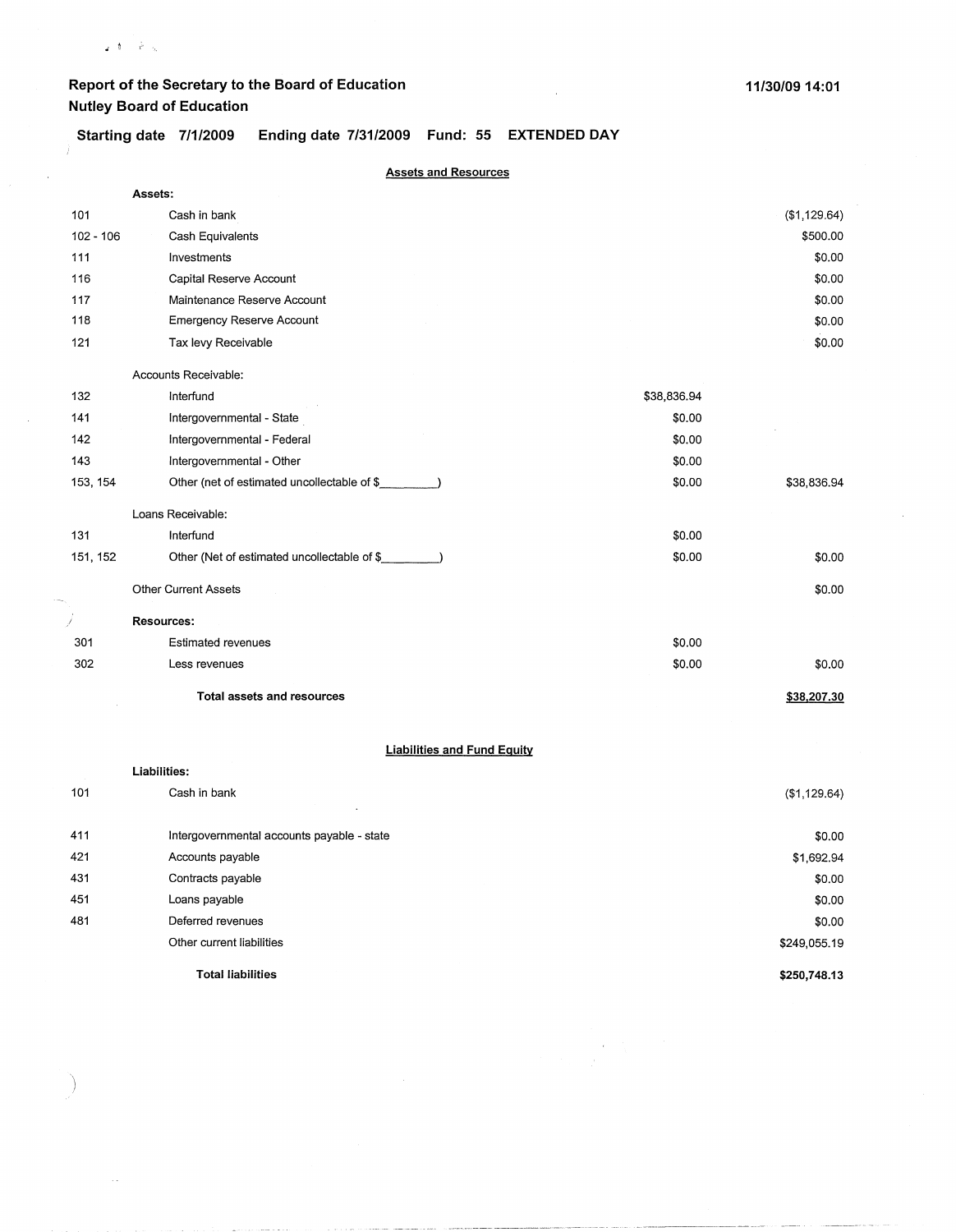**Report of the Secretary to the Board of Education**
**Nutley Board of Education**

**11/30/09 14:01**

**Starting date 7/1/2009 Ending date 7/31/2009 Fund: 55 EXTENDED DAY**

## Assets and Resources

| | | | |
|---|---|---|---|
| | **Assets:** | | |
| 101 | Cash in bank | | ($1,129.64) |
| 102 - 106 | Cash Equivalents | | $500.00 |
| 111 | Investments | | $0.00 |
| 116 | Capital Reserve Account | | $0.00 |
| 117 | Maintenance Reserve Account | | $0.00 |
| 118 | Emergency Reserve Account | | $0.00 |
| 121 | Tax levy Receivable | | $0.00 |
| | Accounts Receivable: | | |
| 132 | Interfund | $38,836.94 | |
| 141 | Intergovernmental - State | $0.00 | |
| 142 | Intergovernmental - Federal | $0.00 | |
| 143 | Intergovernmental - Other | $0.00 | |
| 153, 154 | Other (net of estimated uncollectable of $________) | $0.00 | $38,836.94 |
| | Loans Receivable: | | |
| 131 | Interfund | $0.00 | |
| 151, 152 | Other (Net of estimated uncollectable of $________) | $0.00 | $0.00 |
| | Other Current Assets | | $0.00 |
| | **Resources:** | | |
| 301 | Estimated revenues | $0.00 | |
| 302 | Less revenues | $0.00 | $0.00 |
| | **Total assets and resources** | | **$38,207.30** |

## Liabilities and Fund Equity

| | | |
|---|---|---|
| | **Liabilities:** | |
| 101 | Cash in bank | ($1,129.64) |
| 411 | Intergovernmental accounts payable - state | $0.00 |
| 421 | Accounts payable | $1,692.94 |
| 431 | Contracts payable | $0.00 |
| 451 | Loans payable | $0.00 |
| 481 | Deferred revenues | $0.00 |
| | Other current liabilities | $249,055.19 |
| | **Total liabilities** | **$250,748.13** |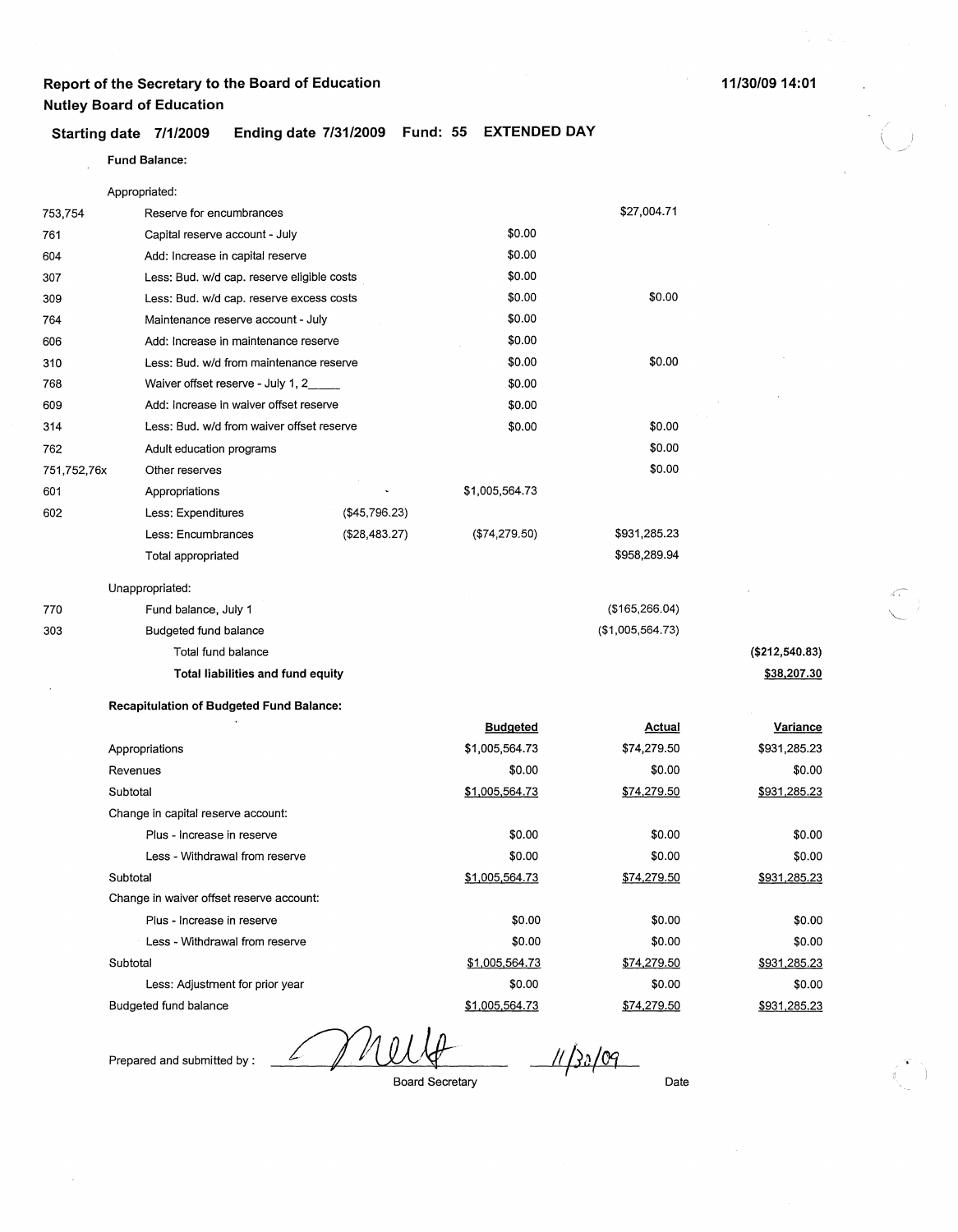**Report of the Secretary to the Board of Education**
**Nutley Board of Education**

11/30/09 14:01

**Starting date 7/1/2009 Ending date 7/31/2009 Fund: 55 EXTENDED DAY**

**Fund Balance:**

| | | | | | |
|---|---|---|---|---|---|
| | Appropriated: | | | | |
| 753,754 | Reserve for encumbrances | | | $27,004.71 | |
| 761 | Capital reserve account - July | | $0.00 | | |
| 604 | Add: Increase in capital reserve | | $0.00 | | |
| 307 | Less: Bud. w/d cap. reserve eligible costs | | $0.00 | | |
| 309 | Less: Bud. w/d cap. reserve excess costs | | $0.00 | $0.00 | |
| 764 | Maintenance reserve account - July | | $0.00 | | |
| 606 | Add: Increase in maintenance reserve | | $0.00 | | |
| 310 | Less: Bud. w/d from maintenance reserve | | $0.00 | $0.00 | |
| 768 | Waiver offset reserve - July 1, 2____ | | $0.00 | | |
| 609 | Add: Increase in waiver offset reserve | | $0.00 | | |
| 314 | Less: Bud. w/d from waiver offset reserve | | $0.00 | $0.00 | |
| 762 | Adult education programs | | | $0.00 | |
| 751,752,76x | Other reserves | | | $0.00 | |
| 601 | Appropriations | | $1,005,564.73 | | |
| 602 | Less: Expenditures | ($45,796.23) | | | |
| | Less: Encumbrances | ($28,483.27) | ($74,279.50) | $931,285.23 | |
| | Total appropriated | | | $958,289.94 | |
| | Unappropriated: | | | | |
| 770 | Fund balance, July 1 | | | ($165,266.04) | |
| 303 | Budgeted fund balance | | | ($1,005,564.73) | |
| | Total fund balance | | | | ($212,540.83) |
| | **Total liabilities and fund equity** | | | | $38,207.30 |

**Recapitulation of Budgeted Fund Balance:**

| | Budgeted | Actual | Variance |
|---|---|---|---|
| Appropriations | $1,005,564.73 | $74,279.50 | $931,285.23 |
| Revenues | $0.00 | $0.00 | $0.00 |
| Subtotal | $1,005,564.73 | $74,279.50 | $931,285.23 |
| Change in capital reserve account: | | | |
| Plus - Increase in reserve | $0.00 | $0.00 | $0.00 |
| Less - Withdrawal from reserve | $0.00 | $0.00 | $0.00 |
| Subtotal | $1,005,564.73 | $74,279.50 | $931,285.23 |
| Change in waiver offset reserve account: | | | |
| Plus - Increase in reserve | $0.00 | $0.00 | $0.00 |
| Less - Withdrawal from reserve | $0.00 | $0.00 | $0.00 |
| Subtotal | $1,005,564.73 | $74,279.50 | $931,285.23 |
| Less: Adjustment for prior year | $0.00 | $0.00 | $0.00 |
| Budgeted fund balance | $1,005,564.73 | $74,279.50 | $931,285.23 |

Prepared and submitted by : *[signature]* Board Secretary 11/30/09 Date